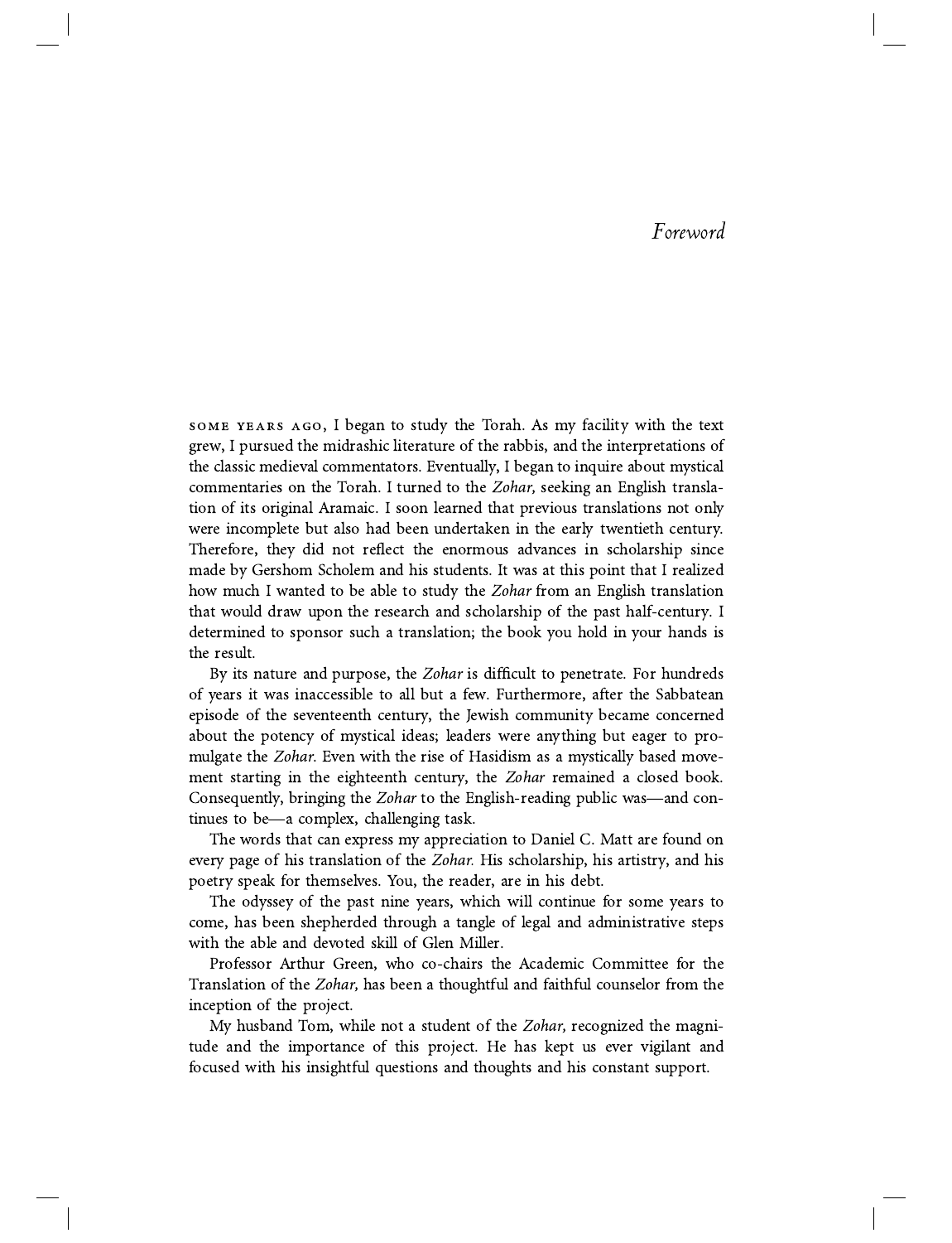# *Foreword*

SOME YEARS AGO, I began to study the Torah. As my facility with the text grew, I pursued the midrashic literature of the rabbis, and the interpretations of the classic medieval commentators. Eventually, I began to inquire about mystical commentaries on the Torah. I turned to the *Zohar,* seeking an English translation of its original Aramaic. I soon learned that previous translations not only were incomplete but also had been undertaken in the early twentieth century. Therefore, they did not reflect the enormous advances in scholarship since made by Gershom Scholem and his students. It was at this point that I realized how much I wanted to be able to study the *Zohar* from an English translation that would draw upon the research and scholarship of the past half-century. I determined to sponsor such a translation; the book you hold in your hands is the result.

By its nature and purpose, the *Zohar* is difficult to penetrate. For hundreds of years it was inaccessible to all but a few. Furthermore, after the Sabbatean episode of the seventeenth century, the Jewish community became concerned about the potency of mystical ideas; leaders were anything but eager to promulgate the *Zohar.* Even with the rise of Hasidism as a mystically based movement starting in the eighteenth century, the *Zohar* remained a closed book. Consequently, bringing the *Zohar* to the English-reading public was—and continues to be—a complex, challenging task.

The words that can express my appreciation to Daniel C. Matt are found on every page of his translation of the *Zohar.* His scholarship, his artistry, and his poetry speak for themselves. You, the reader, are in his debt.

The odyssey of the past nine years, which will continue for some years to come, has been shepherded through a tangle of legal and administrative steps with the able and devoted skill of Glen Miller.

Professor Arthur Green, who co-chairs the Academic Committee for the Translation of the *Zohar,* has been a thoughtful and faithful counselor from the inception of the project.

My husband Tom, while not a student of the *Zohar,* recognized the magnitude and the importance of this project. He has kept us ever vigilant and focused with his insightful questions and thoughts and his constant support.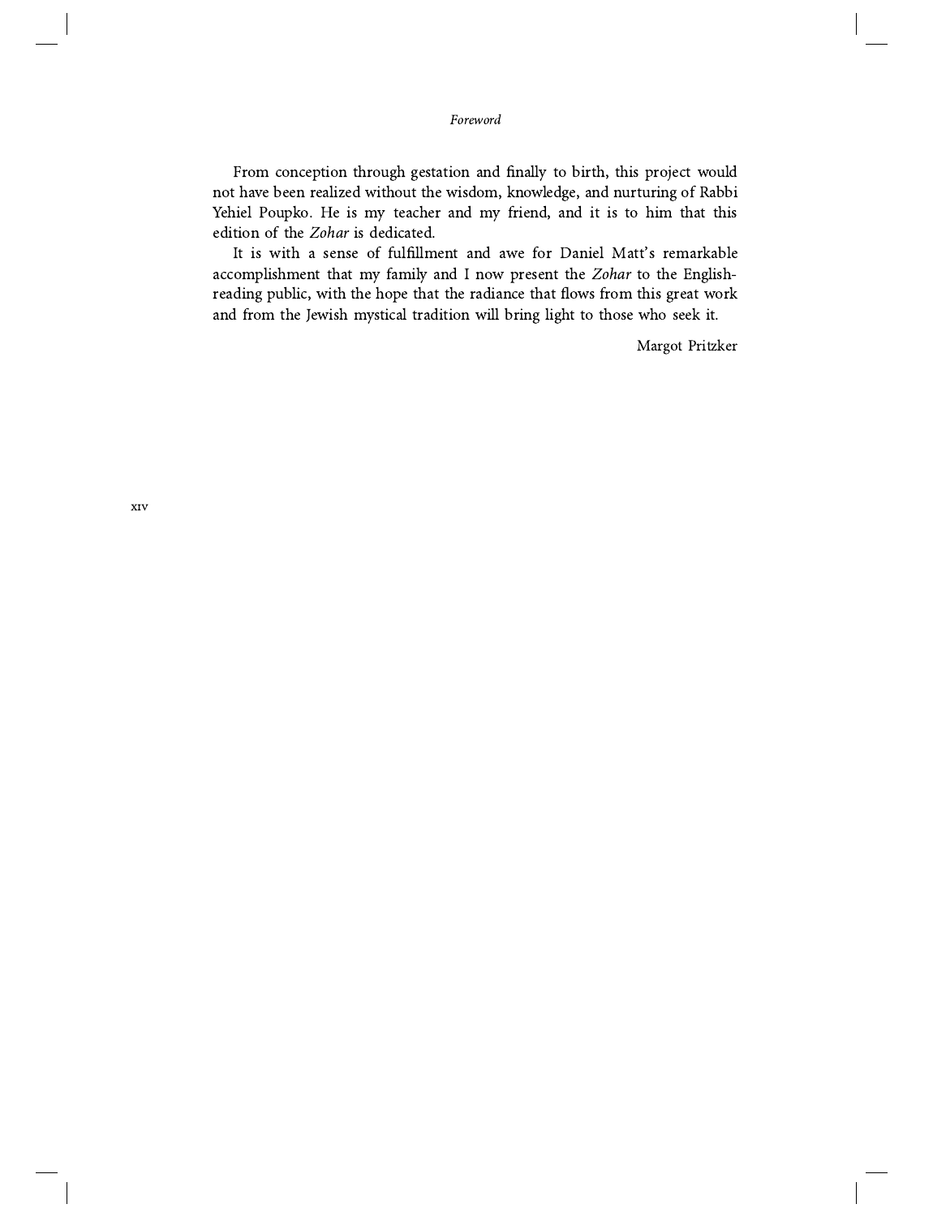From conception through gestation and finally to birth, this project would not have been realized without the wisdom, knowledge, and nurturing of Rabbi Yehiel Poupko. He is my teacher and my friend, and it is to him that this edition of the *Zohar* is dedicated.

It is with a sense of fulfillment and awe for Daniel Matt's remarkable accomplishment that my family and I now present the *Zohar* to the English-reading public, with the hope that the radiance that flows from this great work and from the Jewish mystical tradition will bring light to those who seek it.

Margot Pritzker